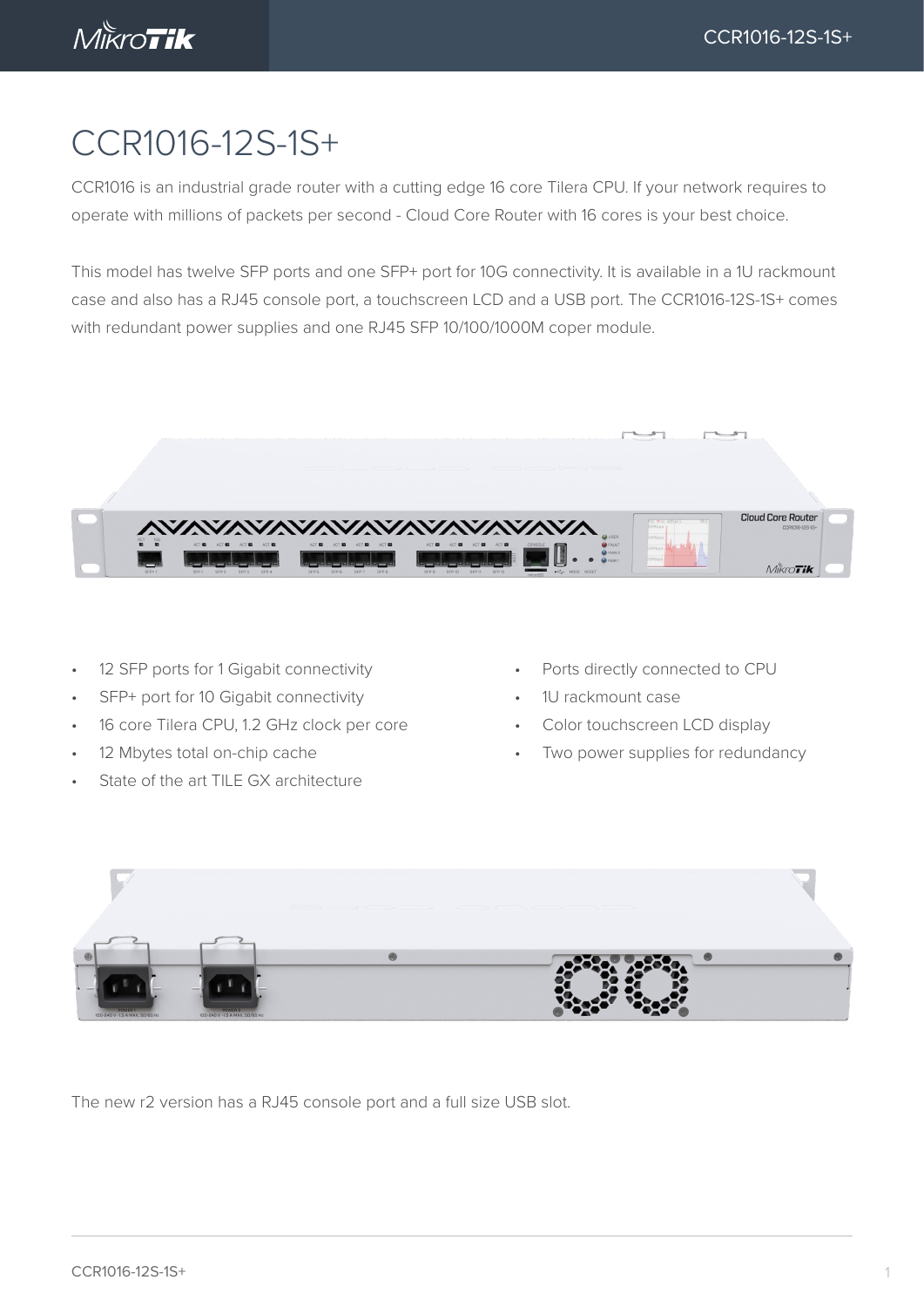# CCR1016-12S-1S+

CCR1016 is an industrial grade router with a cutting edge 16 core Tilera CPU. If your network requires to operate with millions of packets per second - Cloud Core Router with 16 cores is your best choice.

This model has twelve SFP ports and one SFP+ port for 10G connectivity. It is available in a 1U rackmount case and also has a RJ45 console port, a touchscreen LCD and a USB port. The CCR1016-12S-1S+ comes with redundant power supplies and one RJ45 SFP 10/100/1000M coper module.

- 12 SFP ports for 1 Gigabit connectivity
- SFP+ port for 10 Gigabit connectivity
- 16 core Tilera CPU, 1.2 GHz clock per core
- 12 Mbytes total on-chip cache
- State of the art TILE GX architecture
- Ports directly connected to CPU
- 1U rackmount case
- Color touchscreen LCD display
- Two power supplies for redundancy

The new r2 version has a RJ45 console port and a full size USB slot.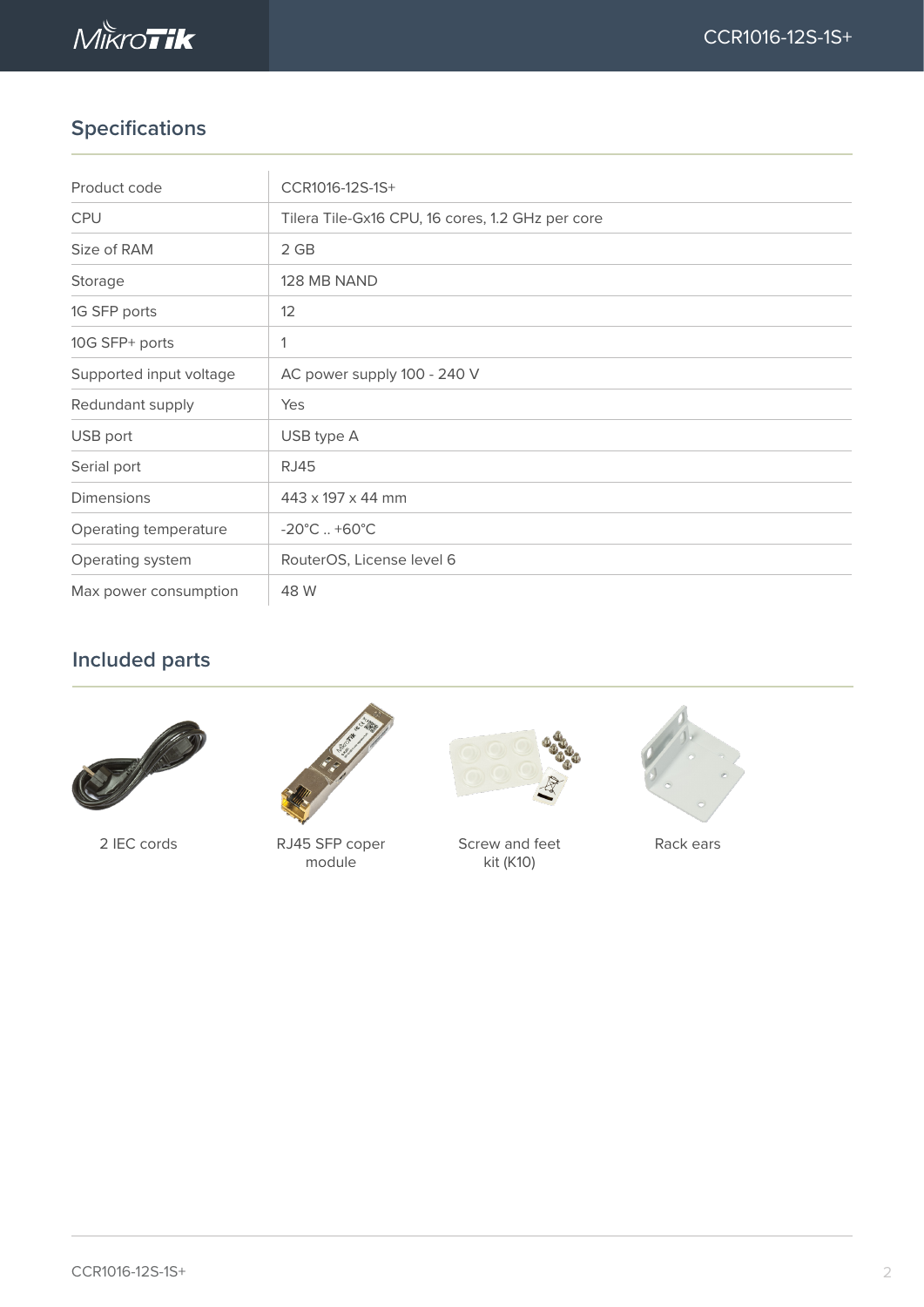## Specifications

| | |
|---|---|
| Product code | CCR1016-12S-1S+ |
| CPU | Tilera Tile-Gx16 CPU, 16 cores, 1.2 GHz per core |
| Size of RAM | 2 GB |
| Storage | 128 MB NAND |
| 1G SFP ports | 12 |
| 10G SFP+ ports | 1 |
| Supported input voltage | AC power supply 100 - 240 V |
| Redundant supply | Yes |
| USB port | USB type A |
| Serial port | RJ45 |
| Dimensions | 443 x 197 x 44 mm |
| Operating temperature | -20°C .. +60°C |
| Operating system | RouterOS, License level 6 |
| Max power consumption | 48 W |

## Included parts

2 IEC cords

RJ45 SFP coper module

Screw and feet kit (K10)

Rack ears